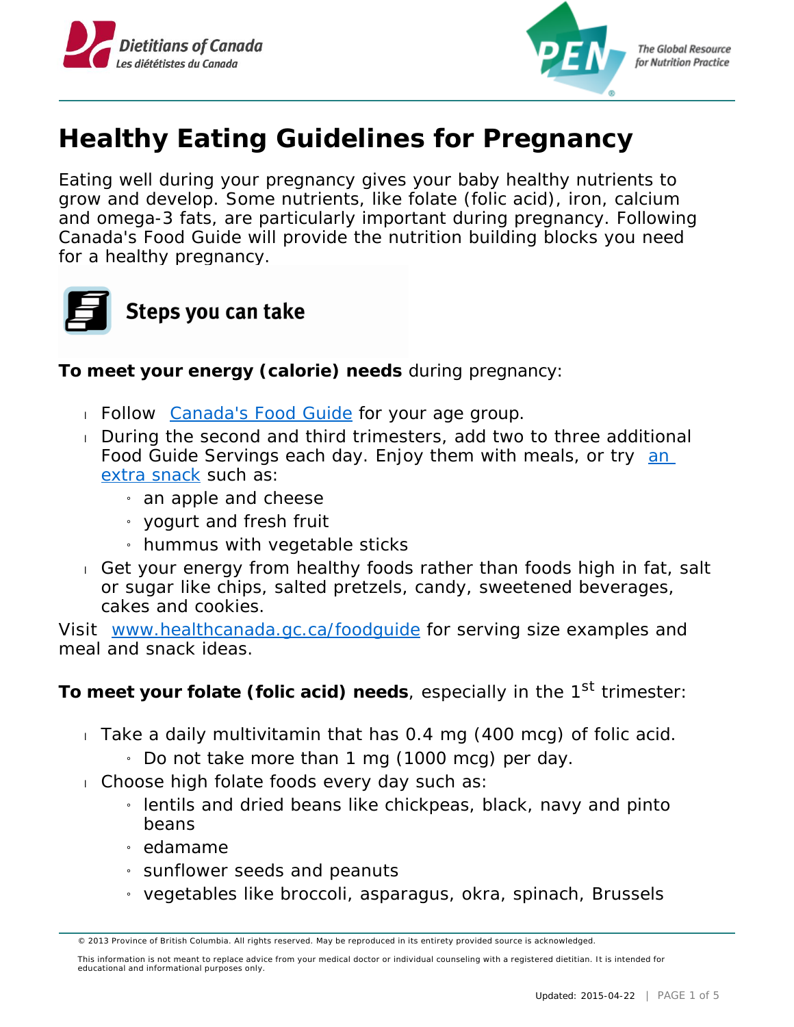# Healthy Eating Guidelines for Pregnancy

Eating well during your pregnancy gives your baby healthy nutrients to grow and develop. Some nutrients, like folate (folic acid), iron, calcium and omega-3 fats, are particularly important during pregnancy. Following Canada's Food Guide will provide the nutrition building blocks you need for a healthy pregnancy.

## Steps you can take

**To meet your energy (calorie) needs** during pregnancy:

- Follow Canada's Food Guide for your age group.
- During the second and third trimesters, add two to three additional Food Guide Servings each day. Enjoy them with meals, or try an extra snack such as:
  - an apple and cheese
  - yogurt and fresh fruit
  - hummus with vegetable sticks
- Get your energy from healthy foods rather than foods high in fat, salt or sugar like chips, salted pretzels, candy, sweetened beverages, cakes and cookies.

Visit www.healthcanada.gc.ca/foodguide for serving size examples and meal and snack ideas.

**To meet your folate (folic acid) needs**, especially in the 1st trimester:

- Take a daily multivitamin that has 0.4 mg (400 mcg) of folic acid.
  - Do not take more than 1 mg (1000 mcg) per day.
- Choose high folate foods every day such as:
  - lentils and dried beans like chickpeas, black, navy and pinto beans
  - edamame
  - sunflower seeds and peanuts
  - vegetables like broccoli, asparagus, okra, spinach, Brussels

© 2013 Province of British Columbia. All rights reserved. May be reproduced in its entirety provided source is acknowledged.

This information is not meant to replace advice from your medical doctor or individual counseling with a registered dietitian. It is intended for educational and informational purposes only.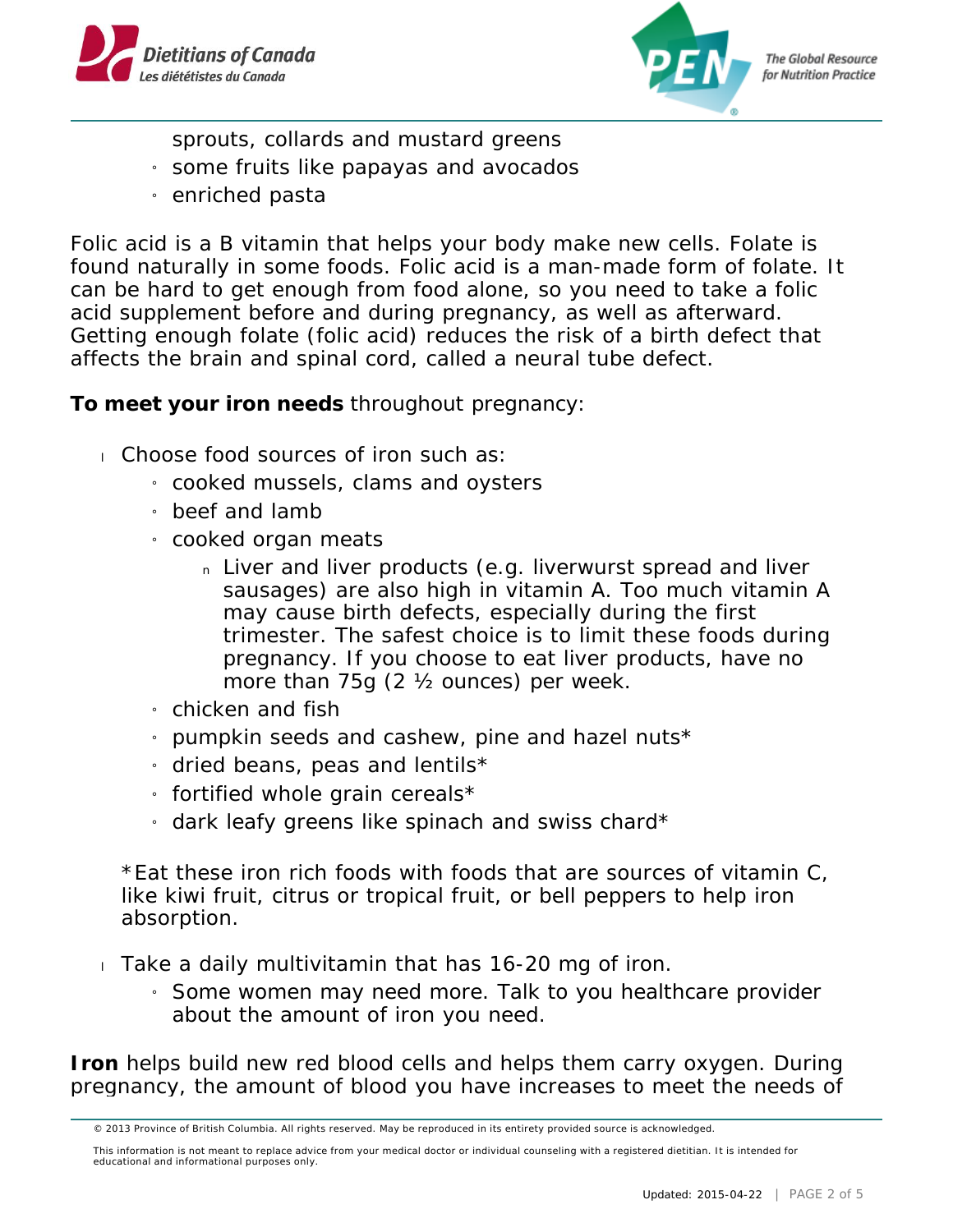- sprouts, collards and mustard greens
  - some fruits like papayas and avocados
  - enriched pasta

Folic acid is a B vitamin that helps your body make new cells. Folate is found naturally in some foods. Folic acid is a man-made form of folate. It can be hard to get enough from food alone, so you need to take a folic acid supplement before and during pregnancy, as well as afterward. Getting enough folate (folic acid) reduces the risk of a birth defect that affects the brain and spinal cord, called a neural tube defect.

**To meet your iron needs** throughout pregnancy:

- Choose food sources of iron such as:
  - cooked mussels, clams and oysters
  - beef and lamb
  - cooked organ meats
    - Liver and liver products (e.g. liverwurst spread and liver sausages) are also high in vitamin A. Too much vitamin A may cause birth defects, especially during the first trimester. The safest choice is to limit these foods during pregnancy. If you choose to eat liver products, have no more than 75g (2 ½ ounces) per week.
  - chicken and fish
  - pumpkin seeds and cashew, pine and hazel nuts*
  - dried beans, peas and lentils*
  - fortified whole grain cereals*
  - dark leafy greens like spinach and swiss chard*

  *Eat these iron rich foods with foods that are sources of vitamin C, like kiwi fruit, citrus or tropical fruit, or bell peppers to help iron absorption.

- Take a daily multivitamin that has 16-20 mg of iron.
  - Some women may need more. Talk to you healthcare provider about the amount of iron you need.

**Iron** helps build new red blood cells and helps them carry oxygen. During pregnancy, the amount of blood you have increases to meet the needs of

© 2013 Province of British Columbia. All rights reserved. May be reproduced in its entirety provided source is acknowledged.

This information is not meant to replace advice from your medical doctor or individual counseling with a registered dietitian. It is intended for educational and informational purposes only.

Updated: 2015-04-22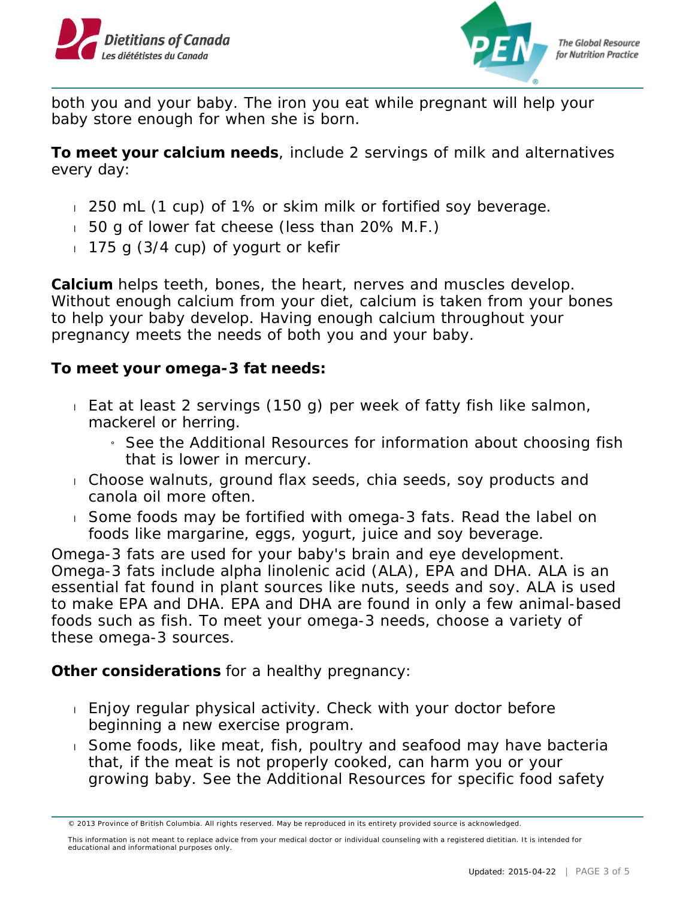both you and your baby. The iron you eat while pregnant will help your baby store enough for when she is born.

**To meet your calcium needs**, include 2 servings of milk and alternatives every day:

- 250 mL (1 cup) of 1% or skim milk or fortified soy beverage.
- 50 g of lower fat cheese (less than 20% M.F.)
- 175 g (3/4 cup) of yogurt or kefir

**Calcium** helps teeth, bones, the heart, nerves and muscles develop. Without enough calcium from your diet, calcium is taken from your bones to help your baby develop. Having enough calcium throughout your pregnancy meets the needs of both you and your baby.

**To meet your omega-3 fat needs:**

- Eat at least 2 servings (150 g) per week of fatty fish like salmon, mackerel or herring.
  - See the Additional Resources for information about choosing fish that is lower in mercury.
- Choose walnuts, ground flax seeds, chia seeds, soy products and canola oil more often.
- Some foods may be fortified with omega-3 fats. Read the label on foods like margarine, eggs, yogurt, juice and soy beverage.

Omega-3 fats are used for your baby's brain and eye development. Omega-3 fats include alpha linolenic acid (ALA), EPA and DHA. ALA is an essential fat found in plant sources like nuts, seeds and soy. ALA is used to make EPA and DHA. EPA and DHA are found in only a few animal-based foods such as fish. To meet your omega-3 needs, choose a variety of these omega-3 sources.

**Other considerations** for a healthy pregnancy:

- Enjoy regular physical activity. Check with your doctor before beginning a new exercise program.
- Some foods, like meat, fish, poultry and seafood may have bacteria that, if the meat is not properly cooked, can harm you or your growing baby. See the Additional Resources for specific food safety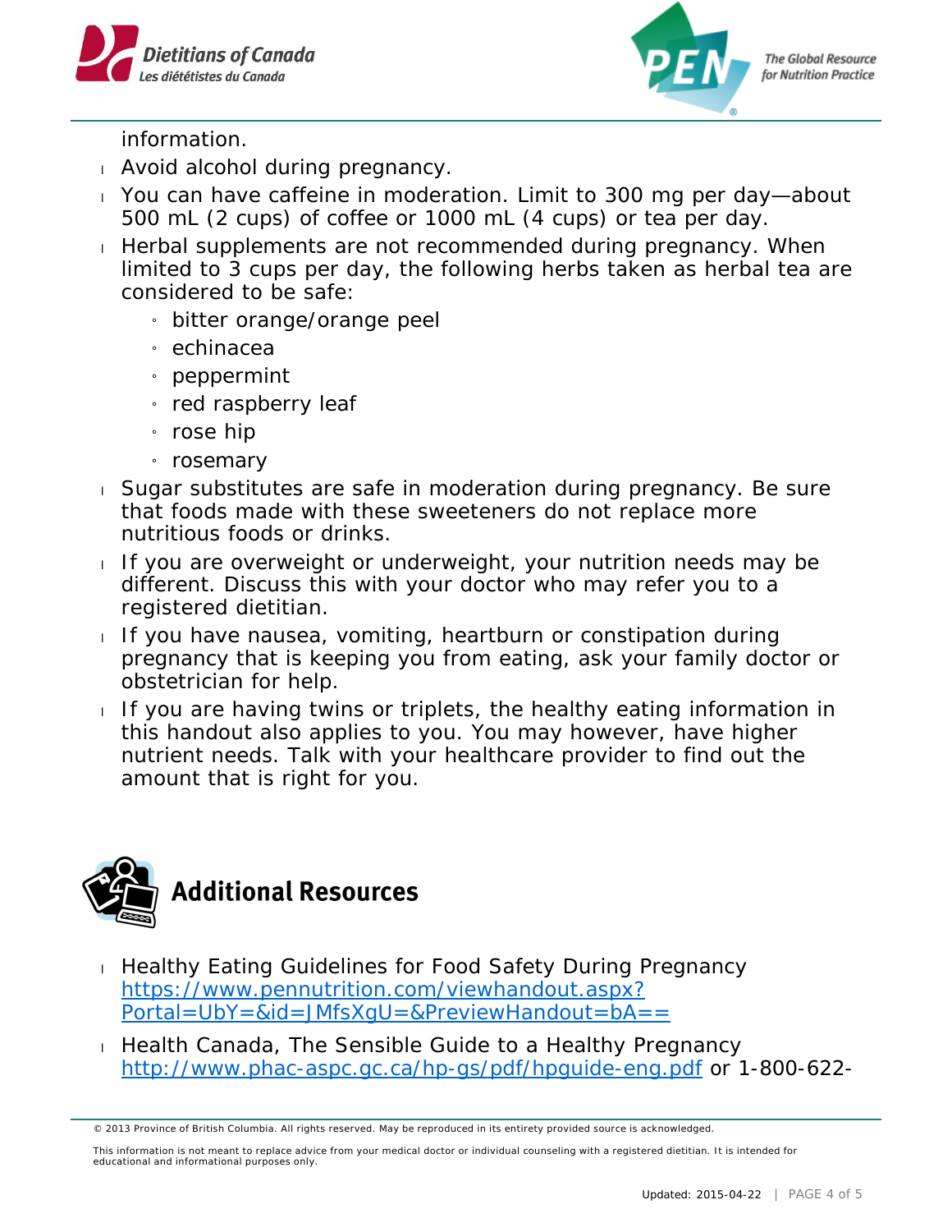information.

- Avoid alcohol during pregnancy.
- You can have caffeine in moderation. Limit to 300 mg per day—about 500 mL (2 cups) of coffee or 1000 mL (4 cups) or tea per day.
- Herbal supplements are not recommended during pregnancy. When limited to 3 cups per day, the following herbs taken as herbal tea are considered to be safe:
  - bitter orange/orange peel
  - echinacea
  - peppermint
  - red raspberry leaf
  - rose hip
  - rosemary
- Sugar substitutes are safe in moderation during pregnancy. Be sure that foods made with these sweeteners do not replace more nutritious foods or drinks.
- If you are overweight or underweight, your nutrition needs may be different. Discuss this with your doctor who may refer you to a registered dietitian.
- If you have nausea, vomiting, heartburn or constipation during pregnancy that is keeping you from eating, ask your family doctor or obstetrician for help.
- If you are having twins or triplets, the healthy eating information in this handout also applies to you. You may however, have higher nutrient needs. Talk with your healthcare provider to find out the amount that is right for you.

## Additional Resources

- Healthy Eating Guidelines for Food Safety During Pregnancy [https://www.pennutrition.com/viewhandout.aspx?Portal=UbY=&id=JMfsXgU=&PreviewHandout=bA==](https://www.pennutrition.com/viewhandout.aspx?Portal=UbY=&id=JMfsXgU=&PreviewHandout=bA==)
- Health Canada, The Sensible Guide to a Healthy Pregnancy [http://www.phac-aspc.gc.ca/hp-gs/pdf/hpguide-eng.pdf](http://www.phac-aspc.gc.ca/hp-gs/pdf/hpguide-eng.pdf) or 1-800-622-

© 2013 Province of British Columbia. All rights reserved. May be reproduced in its entirety provided source is acknowledged.

This information is not meant to replace advice from your medical doctor or individual counseling with a registered dietitian. It is intended for educational and informational purposes only.

Updated: 2015-04-22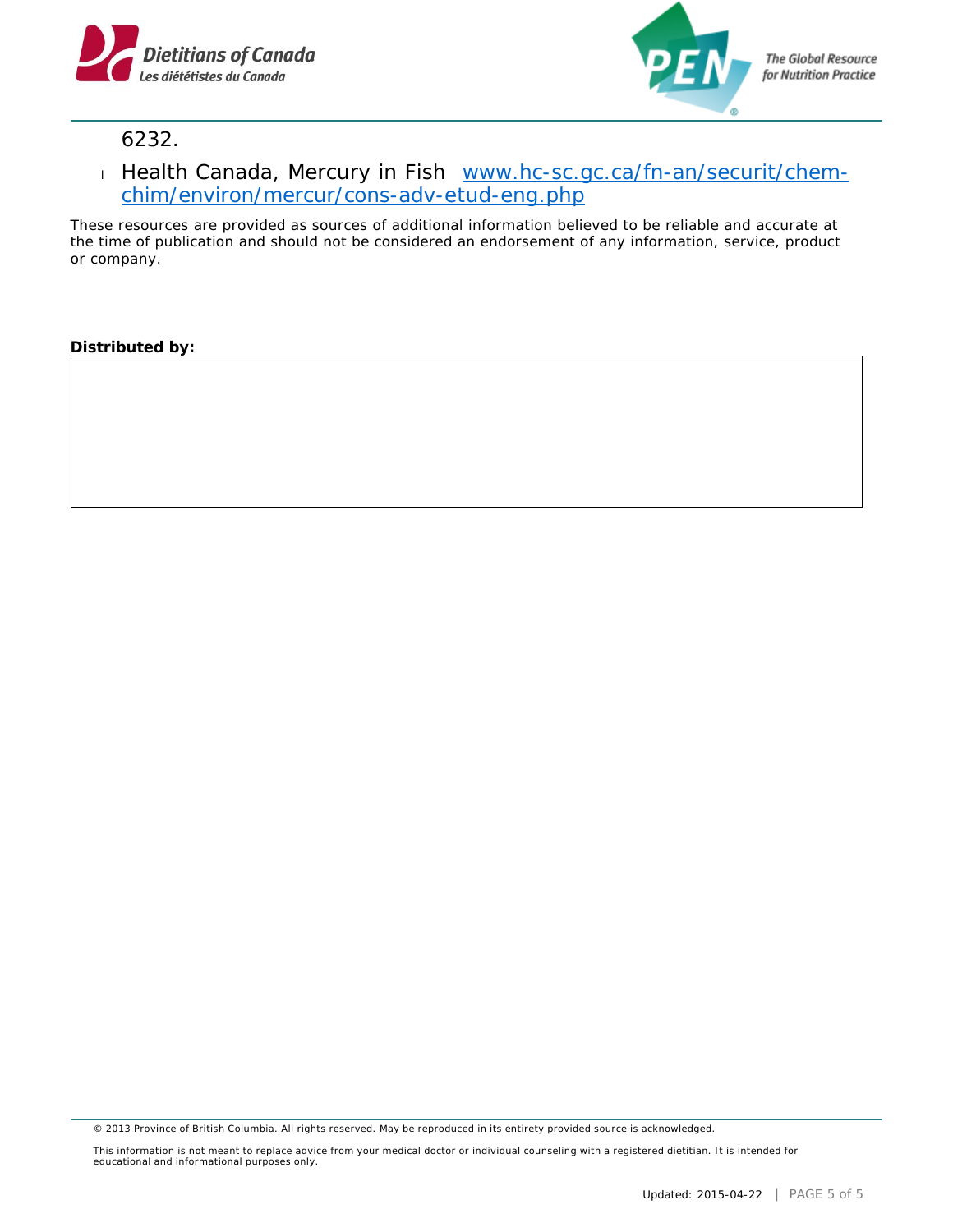6232.

- Health Canada, Mercury in Fish [www.hc-sc.gc.ca/fn-an/securit/chem-chim/environ/mercur/cons-adv-etud-eng.php](http://www.hc-sc.gc.ca/fn-an/securit/chem-chim/environ/mercur/cons-adv-etud-eng.php)

These resources are provided as sources of additional information believed to be reliable and accurate at the time of publication and should not be considered an endorsement of any information, service, product or company.

**Distributed by:**

© 2013 Province of British Columbia. All rights reserved. May be reproduced in its entirety provided source is acknowledged.

This information is not meant to replace advice from your medical doctor or individual counseling with a registered dietitian. It is intended for educational and informational purposes only.

Updated: 2015-04-22